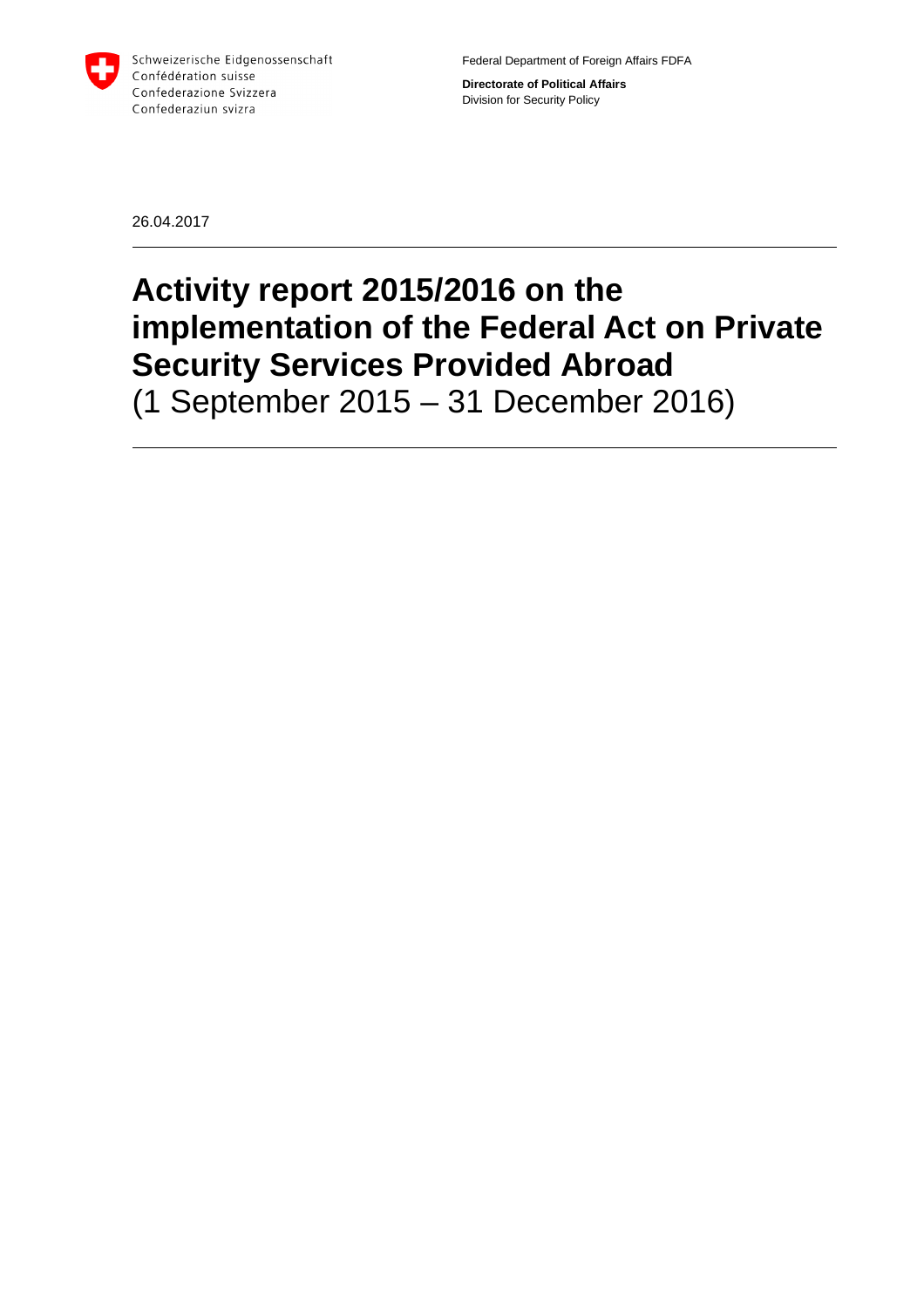Schweizerische Eidgenossenschaft
Confédération suisse
Confederazione Svizzera
Confederaziun svizra

Federal Department of Foreign Affairs FDFA

**Directorate of Political Affairs**
Division for Security Policy

26.04.2017

---

# Activity report 2015/2016 on the implementation of the Federal Act on Private Security Services Provided Abroad

(1 September 2015 – 31 December 2016)

---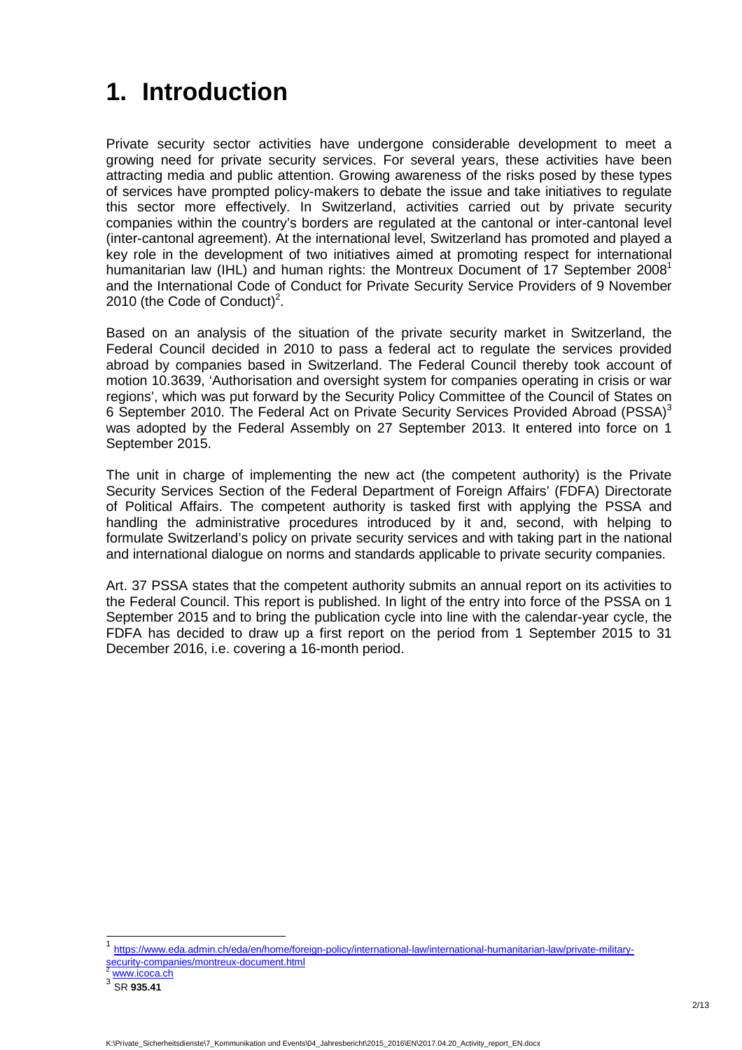# 1. Introduction

Private security sector activities have undergone considerable development to meet a growing need for private security services. For several years, these activities have been attracting media and public attention. Growing awareness of the risks posed by these types of services have prompted policy-makers to debate the issue and take initiatives to regulate this sector more effectively. In Switzerland, activities carried out by private security companies within the country's borders are regulated at the cantonal or inter-cantonal level (inter-cantonal agreement). At the international level, Switzerland has promoted and played a key role in the development of two initiatives aimed at promoting respect for international humanitarian law (IHL) and human rights: the Montreux Document of 17 September 2008[1] and the International Code of Conduct for Private Security Service Providers of 9 November 2010 (the Code of Conduct)[2].

Based on an analysis of the situation of the private security market in Switzerland, the Federal Council decided in 2010 to pass a federal act to regulate the services provided abroad by companies based in Switzerland. The Federal Council thereby took account of motion 10.3639, 'Authorisation and oversight system for companies operating in crisis or war regions', which was put forward by the Security Policy Committee of the Council of States on 6 September 2010. The Federal Act on Private Security Services Provided Abroad (PSSA)[3] was adopted by the Federal Assembly on 27 September 2013. It entered into force on 1 September 2015.

The unit in charge of implementing the new act (the competent authority) is the Private Security Services Section of the Federal Department of Foreign Affairs' (FDFA) Directorate of Political Affairs. The competent authority is tasked first with applying the PSSA and handling the administrative procedures introduced by it and, second, with helping to formulate Switzerland's policy on private security services and with taking part in the national and international dialogue on norms and standards applicable to private security companies.

Art. 37 PSSA states that the competent authority submits an annual report on its activities to the Federal Council. This report is published. In light of the entry into force of the PSSA on 1 September 2015 and to bring the publication cycle into line with the calendar-year cycle, the FDFA has decided to draw up a first report on the period from 1 September 2015 to 31 December 2016, i.e. covering a 16-month period.

---

[1] https://www.eda.admin.ch/eda/en/home/foreign-policy/international-law/international-humanitarian-law/private-military-security-companies/montreux-document.html

[2] www.icoca.ch

[3] SR **935.41**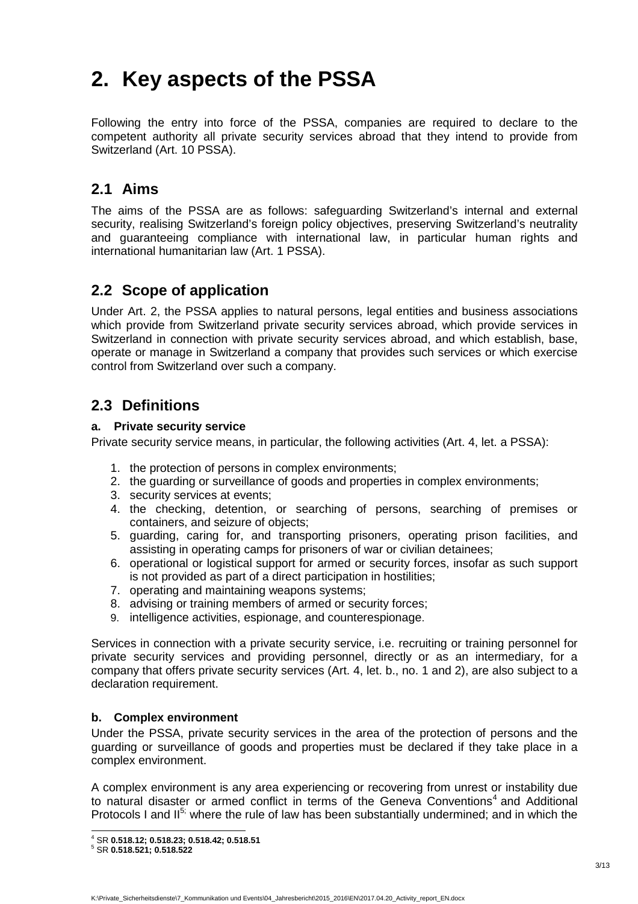# 2. Key aspects of the PSSA

Following the entry into force of the PSSA, companies are required to declare to the competent authority all private security services abroad that they intend to provide from Switzerland (Art. 10 PSSA).

## 2.1 Aims

The aims of the PSSA are as follows: safeguarding Switzerland's internal and external security, realising Switzerland's foreign policy objectives, preserving Switzerland's neutrality and guaranteeing compliance with international law, in particular human rights and international humanitarian law (Art. 1 PSSA).

## 2.2 Scope of application

Under Art. 2, the PSSA applies to natural persons, legal entities and business associations which provide from Switzerland private security services abroad, which provide services in Switzerland in connection with private security services abroad, and which establish, base, operate or manage in Switzerland a company that provides such services or which exercise control from Switzerland over such a company.

## 2.3 Definitions

### a. Private security service

Private security service means, in particular, the following activities (Art. 4, let. a PSSA):

1. the protection of persons in complex environments;
2. the guarding or surveillance of goods and properties in complex environments;
3. security services at events;
4. the checking, detention, or searching of persons, searching of premises or containers, and seizure of objects;
5. guarding, caring for, and transporting prisoners, operating prison facilities, and assisting in operating camps for prisoners of war or civilian detainees;
6. operational or logistical support for armed or security forces, insofar as such support is not provided as part of a direct participation in hostilities;
7. operating and maintaining weapons systems;
8. advising or training members of armed or security forces;
9. intelligence activities, espionage, and counterespionage.

Services in connection with a private security service, i.e. recruiting or training personnel for private security services and providing personnel, directly or as an intermediary, for a company that offers private security services (Art. 4, let. b., no. 1 and 2), are also subject to a declaration requirement.

### b. Complex environment

Under the PSSA, private security services in the area of the protection of persons and the guarding or surveillance of goods and properties must be declared if they take place in a complex environment.

A complex environment is any area experiencing or recovering from unrest or instability due to natural disaster or armed conflict in terms of the Geneva Conventions[4] and Additional Protocols I and II[5]; where the rule of law has been substantially undermined; and in which the

[4] SR **0.518.12; 0.518.23; 0.518.42; 0.518.51**
[5] SR **0.518.521; 0.518.522**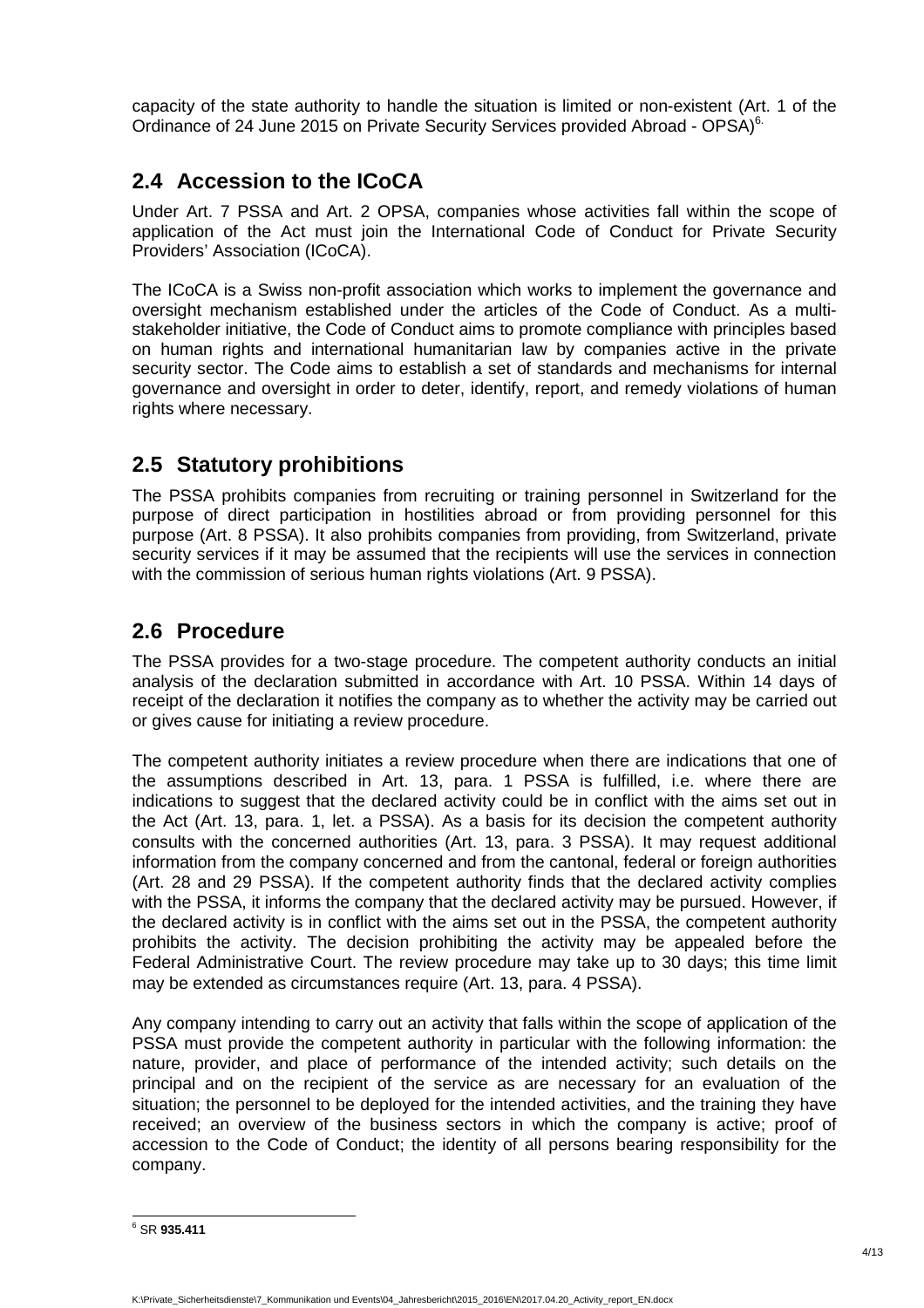capacity of the state authority to handle the situation is limited or non-existent (Art. 1 of the Ordinance of 24 June 2015 on Private Security Services provided Abroad - OPSA)[6].

## 2.4 Accession to the ICoCA

Under Art. 7 PSSA and Art. 2 OPSA, companies whose activities fall within the scope of application of the Act must join the International Code of Conduct for Private Security Providers' Association (ICoCA).

The ICoCA is a Swiss non-profit association which works to implement the governance and oversight mechanism established under the articles of the Code of Conduct. As a multi-stakeholder initiative, the Code of Conduct aims to promote compliance with principles based on human rights and international humanitarian law by companies active in the private security sector. The Code aims to establish a set of standards and mechanisms for internal governance and oversight in order to deter, identify, report, and remedy violations of human rights where necessary.

## 2.5 Statutory prohibitions

The PSSA prohibits companies from recruiting or training personnel in Switzerland for the purpose of direct participation in hostilities abroad or from providing personnel for this purpose (Art. 8 PSSA). It also prohibits companies from providing, from Switzerland, private security services if it may be assumed that the recipients will use the services in connection with the commission of serious human rights violations (Art. 9 PSSA).

## 2.6 Procedure

The PSSA provides for a two-stage procedure. The competent authority conducts an initial analysis of the declaration submitted in accordance with Art. 10 PSSA. Within 14 days of receipt of the declaration it notifies the company as to whether the activity may be carried out or gives cause for initiating a review procedure.

The competent authority initiates a review procedure when there are indications that one of the assumptions described in Art. 13, para. 1 PSSA is fulfilled, i.e. where there are indications to suggest that the declared activity could be in conflict with the aims set out in the Act (Art. 13, para. 1, let. a PSSA). As a basis for its decision the competent authority consults with the concerned authorities (Art. 13, para. 3 PSSA). It may request additional information from the company concerned and from the cantonal, federal or foreign authorities (Art. 28 and 29 PSSA). If the competent authority finds that the declared activity complies with the PSSA, it informs the company that the declared activity may be pursued. However, if the declared activity is in conflict with the aims set out in the PSSA, the competent authority prohibits the activity. The decision prohibiting the activity may be appealed before the Federal Administrative Court. The review procedure may take up to 30 days; this time limit may be extended as circumstances require (Art. 13, para. 4 PSSA).

Any company intending to carry out an activity that falls within the scope of application of the PSSA must provide the competent authority in particular with the following information: the nature, provider, and place of performance of the intended activity; such details on the principal and on the recipient of the service as are necessary for an evaluation of the situation; the personnel to be deployed for the intended activities, and the training they have received; an overview of the business sectors in which the company is active; proof of accession to the Code of Conduct; the identity of all persons bearing responsibility for the company.

---

[6] SR **935.411**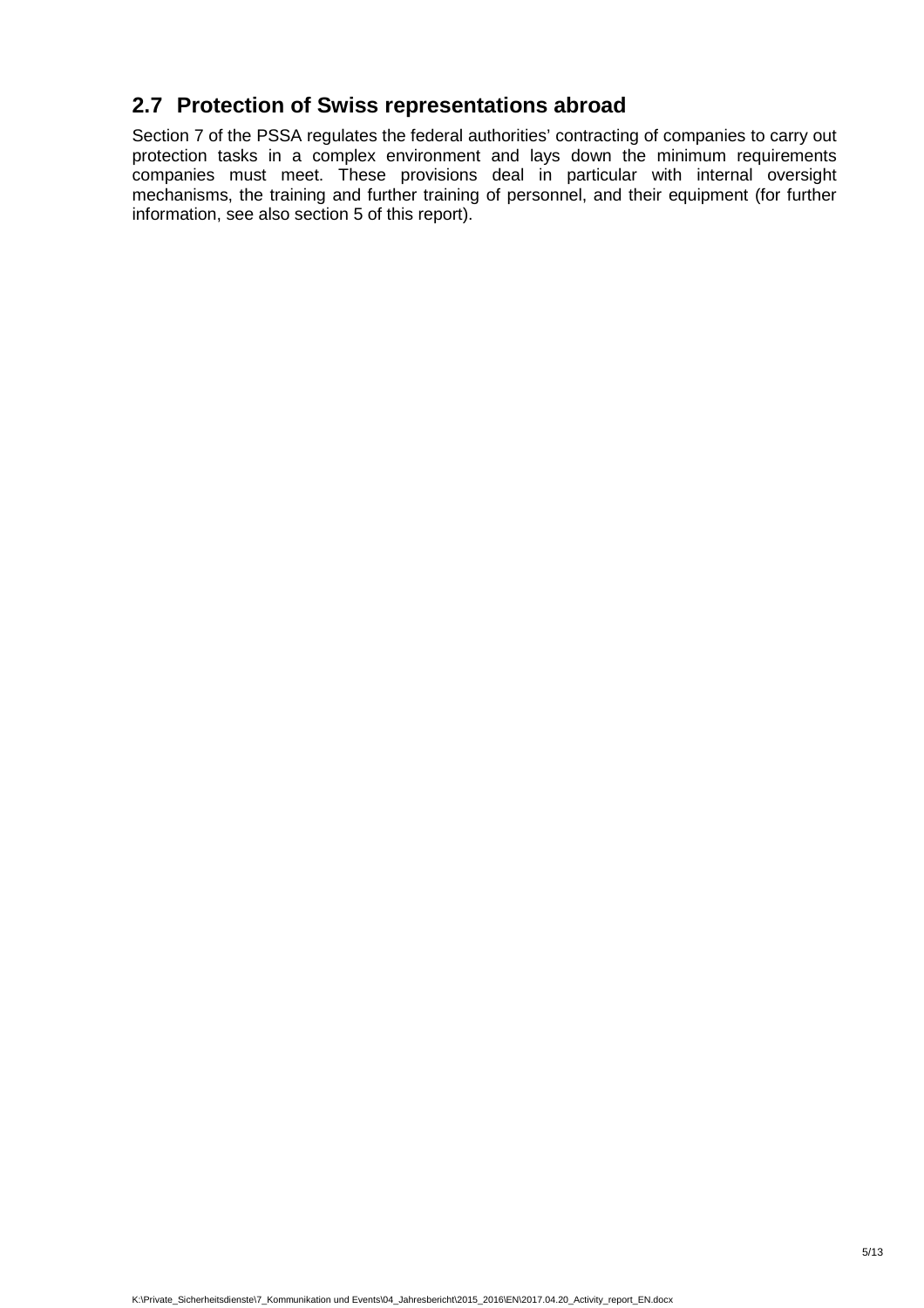## 2.7 Protection of Swiss representations abroad

Section 7 of the PSSA regulates the federal authorities' contracting of companies to carry out protection tasks in a complex environment and lays down the minimum requirements companies must meet. These provisions deal in particular with internal oversight mechanisms, the training and further training of personnel, and their equipment (for further information, see also section 5 of this report).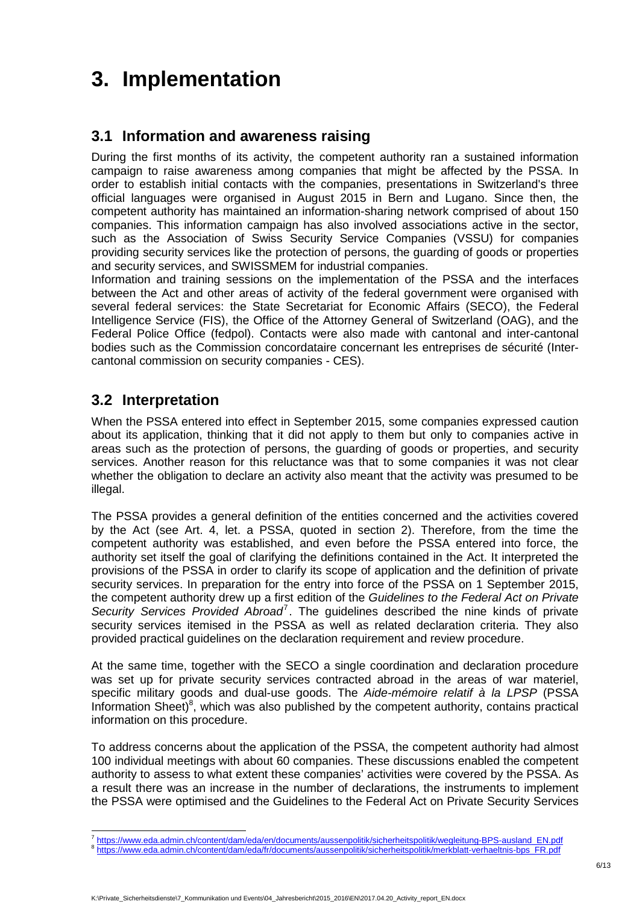# 3. Implementation

## 3.1 Information and awareness raising

During the first months of its activity, the competent authority ran a sustained information campaign to raise awareness among companies that might be affected by the PSSA. In order to establish initial contacts with the companies, presentations in Switzerland's three official languages were organised in August 2015 in Bern and Lugano. Since then, the competent authority has maintained an information-sharing network comprised of about 150 companies. This information campaign has also involved associations active in the sector, such as the Association of Swiss Security Service Companies (VSSU) for companies providing security services like the protection of persons, the guarding of goods or properties and security services, and SWISSMEM for industrial companies.

Information and training sessions on the implementation of the PSSA and the interfaces between the Act and other areas of activity of the federal government were organised with several federal services: the State Secretariat for Economic Affairs (SECO), the Federal Intelligence Service (FIS), the Office of the Attorney General of Switzerland (OAG), and the Federal Police Office (fedpol). Contacts were also made with cantonal and inter-cantonal bodies such as the Commission concordataire concernant les entreprises de sécurité (Inter-cantonal commission on security companies - CES).

## 3.2 Interpretation

When the PSSA entered into effect in September 2015, some companies expressed caution about its application, thinking that it did not apply to them but only to companies active in areas such as the protection of persons, the guarding of goods or properties, and security services. Another reason for this reluctance was that to some companies it was not clear whether the obligation to declare an activity also meant that the activity was presumed to be illegal.

The PSSA provides a general definition of the entities concerned and the activities covered by the Act (see Art. 4, let. a PSSA, quoted in section 2). Therefore, from the time the competent authority was established, and even before the PSSA entered into force, the authority set itself the goal of clarifying the definitions contained in the Act. It interpreted the provisions of the PSSA in order to clarify its scope of application and the definition of private security services. In preparation for the entry into force of the PSSA on 1 September 2015, the competent authority drew up a first edition of the *Guidelines to the Federal Act on Private Security Services Provided Abroad*[7]. The guidelines described the nine kinds of private security services itemised in the PSSA as well as related declaration criteria. They also provided practical guidelines on the declaration requirement and review procedure.

At the same time, together with the SECO a single coordination and declaration procedure was set up for private security services contracted abroad in the areas of war materiel, specific military goods and dual-use goods. The *Aide-mémoire relatif à la LPSP* (PSSA Information Sheet)[8], which was also published by the competent authority, contains practical information on this procedure.

To address concerns about the application of the PSSA, the competent authority had almost 100 individual meetings with about 60 companies. These discussions enabled the competent authority to assess to what extent these companies' activities were covered by the PSSA. As a result there was an increase in the number of declarations, the instruments to implement the PSSA were optimised and the Guidelines to the Federal Act on Private Security Services

---

[7] https://www.eda.admin.ch/content/dam/eda/en/documents/aussenpolitik/sicherheitspolitik/wegleitung-BPS-ausland_EN.pdf

[8] https://www.eda.admin.ch/content/dam/eda/fr/documents/aussenpolitik/sicherheitspolitik/merkblatt-verhaeltnis-bps_FR.pdf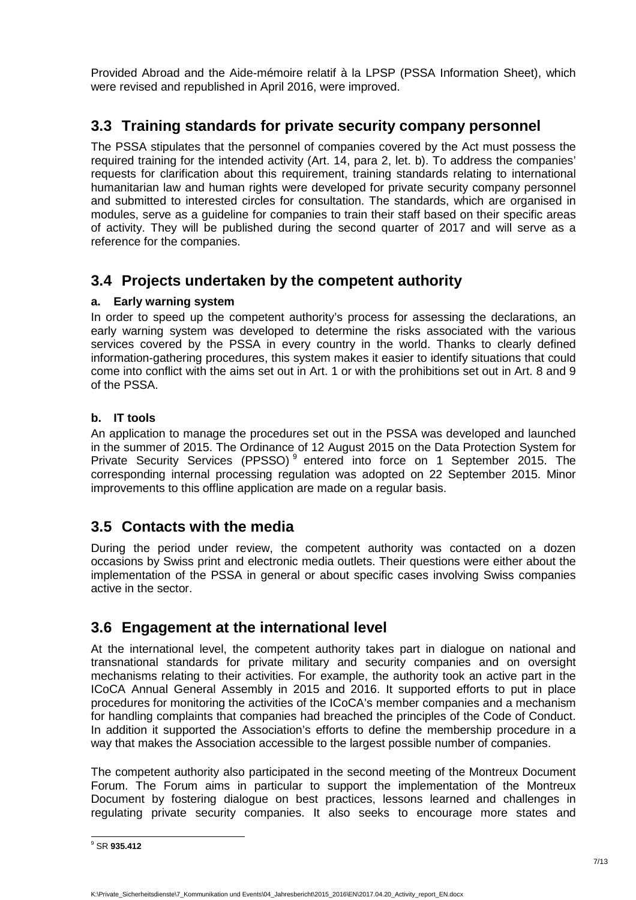Provided Abroad and the Aide-mémoire relatif à la LPSP (PSSA Information Sheet), which were revised and republished in April 2016, were improved.

## 3.3 Training standards for private security company personnel

The PSSA stipulates that the personnel of companies covered by the Act must possess the required training for the intended activity (Art. 14, para 2, let. b). To address the companies' requests for clarification about this requirement, training standards relating to international humanitarian law and human rights were developed for private security company personnel and submitted to interested circles for consultation. The standards, which are organised in modules, serve as a guideline for companies to train their staff based on their specific areas of activity. They will be published during the second quarter of 2017 and will serve as a reference for the companies.

## 3.4 Projects undertaken by the competent authority

### a. Early warning system

In order to speed up the competent authority's process for assessing the declarations, an early warning system was developed to determine the risks associated with the various services covered by the PSSA in every country in the world. Thanks to clearly defined information-gathering procedures, this system makes it easier to identify situations that could come into conflict with the aims set out in Art. 1 or with the prohibitions set out in Art. 8 and 9 of the PSSA.

### b. IT tools

An application to manage the procedures set out in the PSSA was developed and launched in the summer of 2015. The Ordinance of 12 August 2015 on the Data Protection System for Private Security Services (PPSSO)[9] entered into force on 1 September 2015. The corresponding internal processing regulation was adopted on 22 September 2015. Minor improvements to this offline application are made on a regular basis.

## 3.5 Contacts with the media

During the period under review, the competent authority was contacted on a dozen occasions by Swiss print and electronic media outlets. Their questions were either about the implementation of the PSSA in general or about specific cases involving Swiss companies active in the sector.

## 3.6 Engagement at the international level

At the international level, the competent authority takes part in dialogue on national and transnational standards for private military and security companies and on oversight mechanisms relating to their activities. For example, the authority took an active part in the ICoCA Annual General Assembly in 2015 and 2016. It supported efforts to put in place procedures for monitoring the activities of the ICoCA's member companies and a mechanism for handling complaints that companies had breached the principles of the Code of Conduct. In addition it supported the Association's efforts to define the membership procedure in a way that makes the Association accessible to the largest possible number of companies.

The competent authority also participated in the second meeting of the Montreux Document Forum. The Forum aims in particular to support the implementation of the Montreux Document by fostering dialogue on best practices, lessons learned and challenges in regulating private security companies. It also seeks to encourage more states and

---

[9] SR **935.412**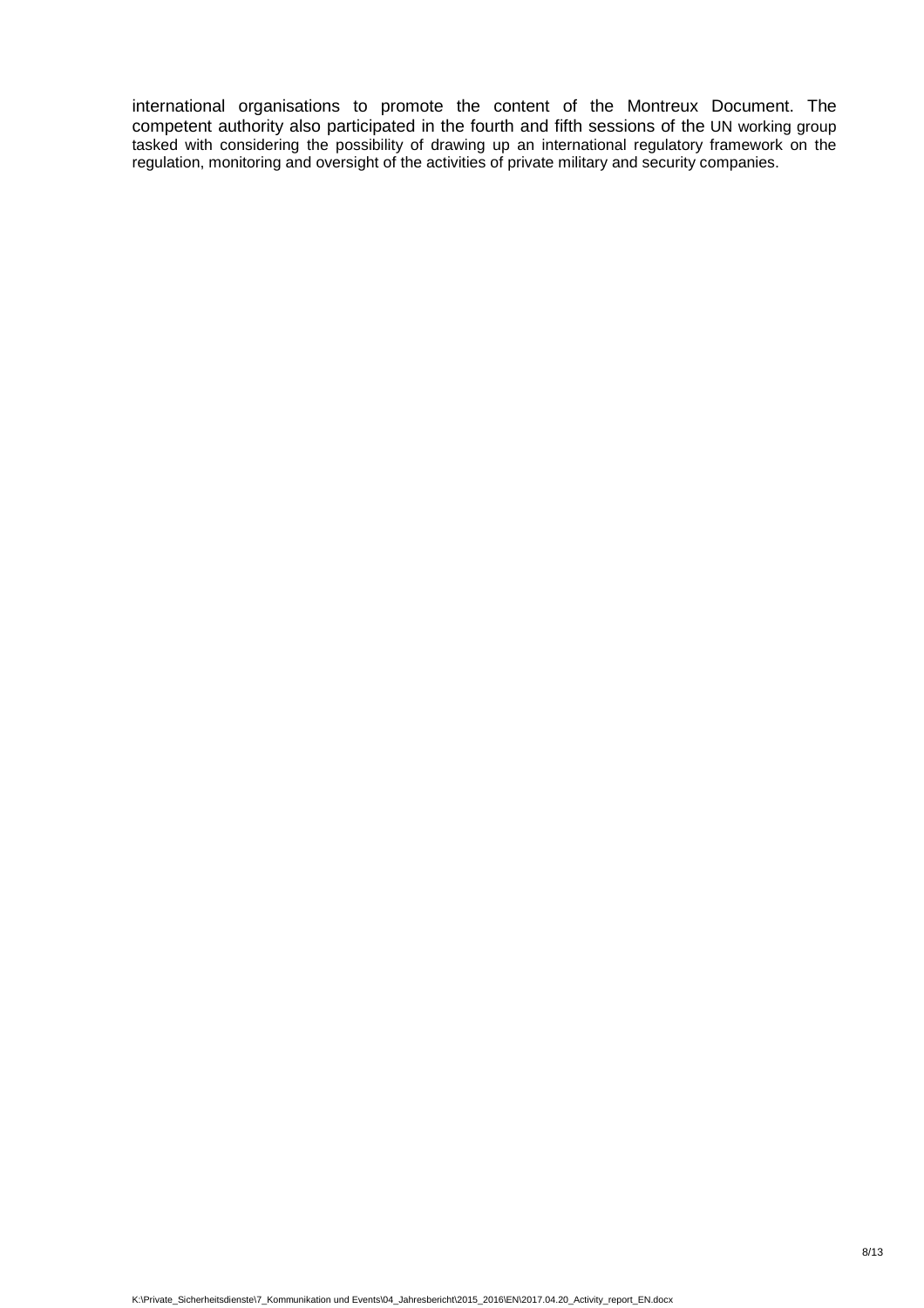international organisations to promote the content of the Montreux Document. The competent authority also participated in the fourth and fifth sessions of the UN working group tasked with considering the possibility of drawing up an international regulatory framework on the regulation, monitoring and oversight of the activities of private military and security companies.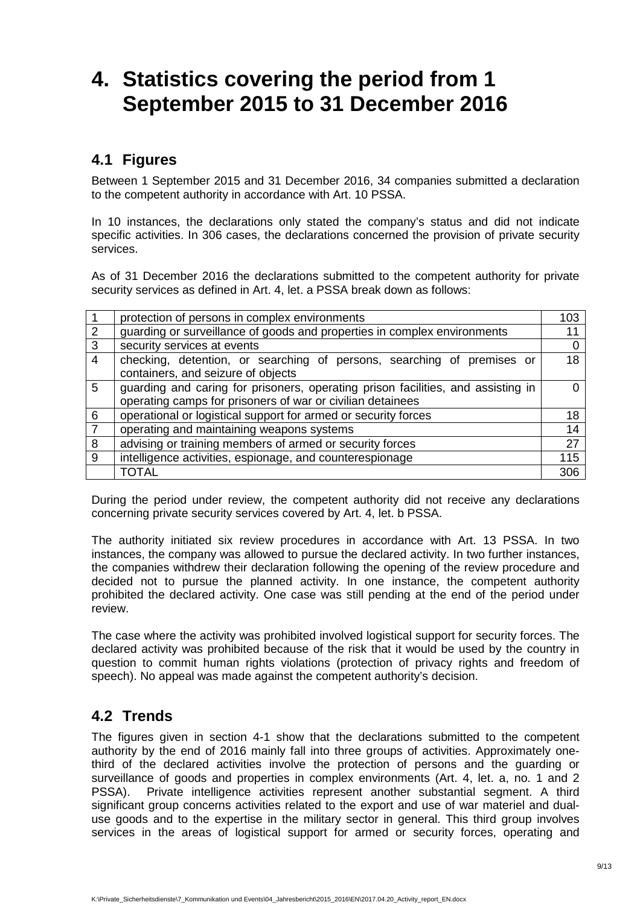# 4. Statistics covering the period from 1 September 2015 to 31 December 2016

## 4.1 Figures

Between 1 September 2015 and 31 December 2016, 34 companies submitted a declaration to the competent authority in accordance with Art. 10 PSSA.

In 10 instances, the declarations only stated the company's status and did not indicate specific activities. In 306 cases, the declarations concerned the provision of private security services.

As of 31 December 2016 the declarations submitted to the competent authority for private security services as defined in Art. 4, let. a PSSA break down as follows:

| | | |
|---|---|---|
| 1 | protection of persons in complex environments | 103 |
| 2 | guarding or surveillance of goods and properties in complex environments | 11 |
| 3 | security services at events | 0 |
| 4 | checking, detention, or searching of persons, searching of premises or containers, and seizure of objects | 18 |
| 5 | guarding and caring for prisoners, operating prison facilities, and assisting in operating camps for prisoners of war or civilian detainees | 0 |
| 6 | operational or logistical support for armed or security forces | 18 |
| 7 | operating and maintaining weapons systems | 14 |
| 8 | advising or training members of armed or security forces | 27 |
| 9 | intelligence activities, espionage, and counterespionage | 115 |
| | TOTAL | 306 |

During the period under review, the competent authority did not receive any declarations concerning private security services covered by Art. 4, let. b PSSA.

The authority initiated six review procedures in accordance with Art. 13 PSSA. In two instances, the company was allowed to pursue the declared activity. In two further instances, the companies withdrew their declaration following the opening of the review procedure and decided not to pursue the planned activity. In one instance, the competent authority prohibited the declared activity. One case was still pending at the end of the period under review.

The case where the activity was prohibited involved logistical support for security forces. The declared activity was prohibited because of the risk that it would be used by the country in question to commit human rights violations (protection of privacy rights and freedom of speech). No appeal was made against the competent authority's decision.

## 4.2 Trends

The figures given in section 4-1 show that the declarations submitted to the competent authority by the end of 2016 mainly fall into three groups of activities. Approximately one-third of the declared activities involve the protection of persons and the guarding or surveillance of goods and properties in complex environments (Art. 4, let. a, no. 1 and 2 PSSA). Private intelligence activities represent another substantial segment. A third significant group concerns activities related to the export and use of war materiel and dual-use goods and to the expertise in the military sector in general. This third group involves services in the areas of logistical support for armed or security forces, operating and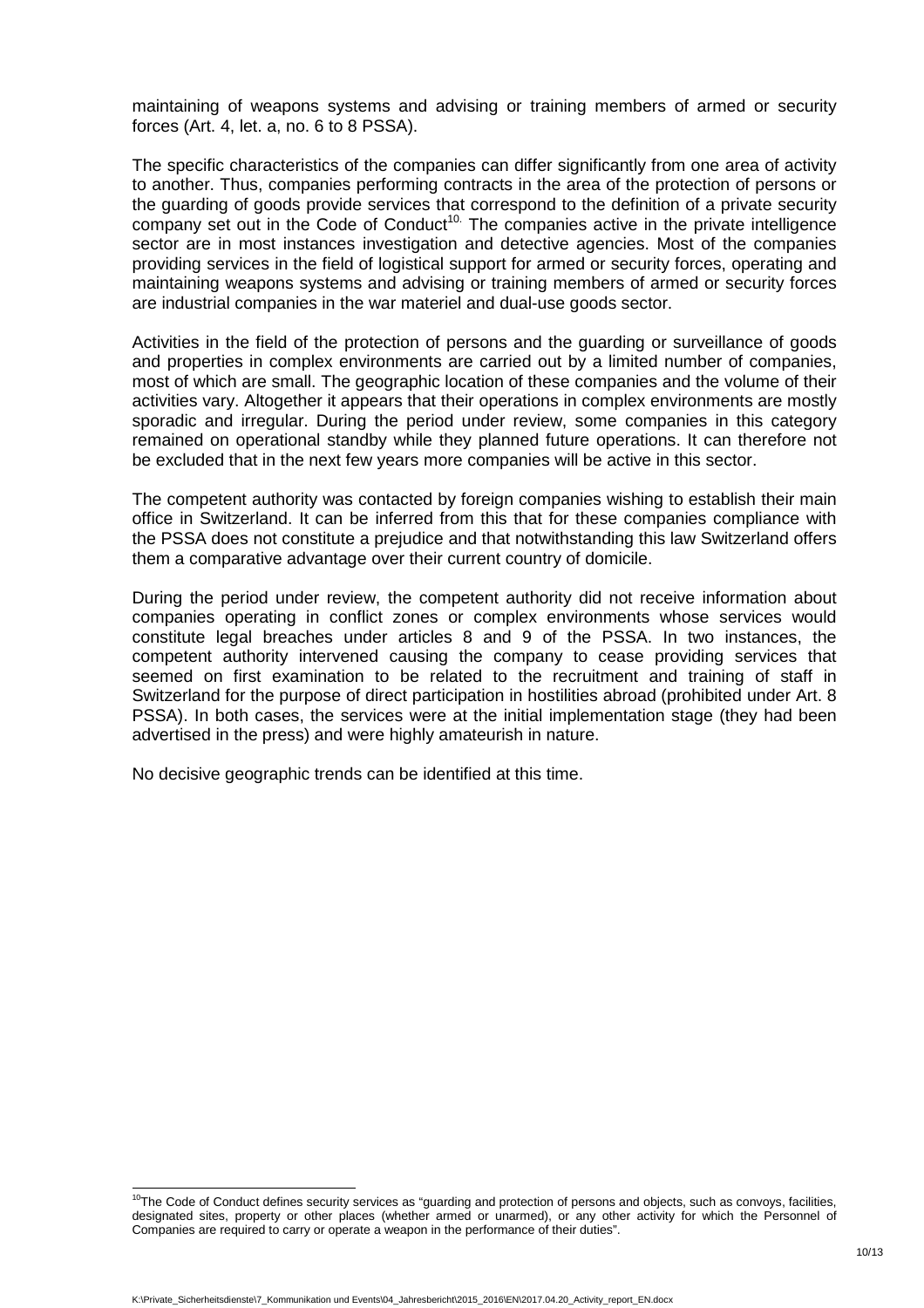maintaining of weapons systems and advising or training members of armed or security forces (Art. 4, let. a, no. 6 to 8 PSSA).

The specific characteristics of the companies can differ significantly from one area of activity to another. Thus, companies performing contracts in the area of the protection of persons or the guarding of goods provide services that correspond to the definition of a private security company set out in the Code of Conduct[10]. The companies active in the private intelligence sector are in most instances investigation and detective agencies. Most of the companies providing services in the field of logistical support for armed or security forces, operating and maintaining weapons systems and advising or training members of armed or security forces are industrial companies in the war materiel and dual-use goods sector.

Activities in the field of the protection of persons and the guarding or surveillance of goods and properties in complex environments are carried out by a limited number of companies, most of which are small. The geographic location of these companies and the volume of their activities vary. Altogether it appears that their operations in complex environments are mostly sporadic and irregular. During the period under review, some companies in this category remained on operational standby while they planned future operations. It can therefore not be excluded that in the next few years more companies will be active in this sector.

The competent authority was contacted by foreign companies wishing to establish their main office in Switzerland. It can be inferred from this that for these companies compliance with the PSSA does not constitute a prejudice and that notwithstanding this law Switzerland offers them a comparative advantage over their current country of domicile.

During the period under review, the competent authority did not receive information about companies operating in conflict zones or complex environments whose services would constitute legal breaches under articles 8 and 9 of the PSSA. In two instances, the competent authority intervened causing the company to cease providing services that seemed on first examination to be related to the recruitment and training of staff in Switzerland for the purpose of direct participation in hostilities abroad (prohibited under Art. 8 PSSA). In both cases, the services were at the initial implementation stage (they had been advertised in the press) and were highly amateurish in nature.

No decisive geographic trends can be identified at this time.

---

[10] The Code of Conduct defines security services as "guarding and protection of persons and objects, such as convoys, facilities, designated sites, property or other places (whether armed or unarmed), or any other activity for which the Personnel of Companies are required to carry or operate a weapon in the performance of their duties".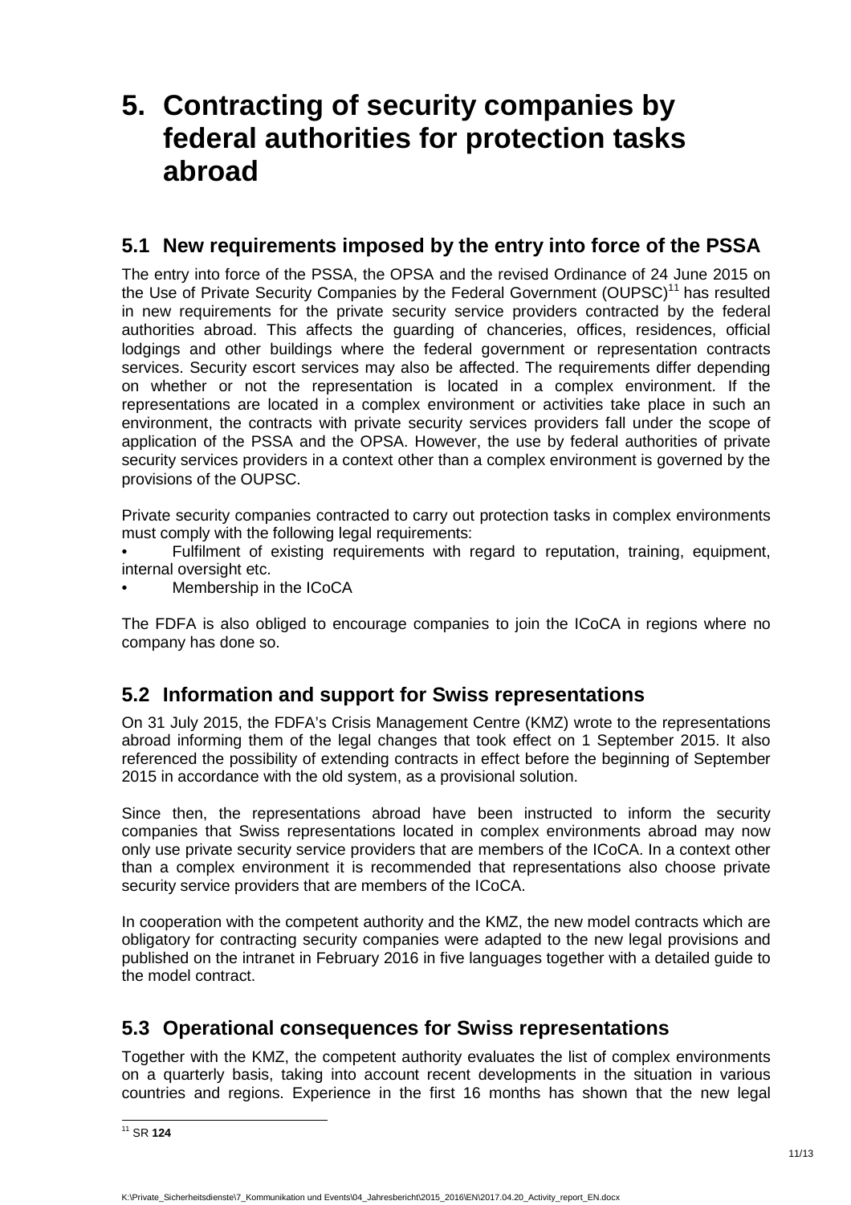# 5. Contracting of security companies by federal authorities for protection tasks abroad

## 5.1 New requirements imposed by the entry into force of the PSSA

The entry into force of the PSSA, the OPSA and the revised Ordinance of 24 June 2015 on the Use of Private Security Companies by the Federal Government (OUPSC)[11] has resulted in new requirements for the private security service providers contracted by the federal authorities abroad. This affects the guarding of chanceries, offices, residences, official lodgings and other buildings where the federal government or representation contracts services. Security escort services may also be affected. The requirements differ depending on whether or not the representation is located in a complex environment. If the representations are located in a complex environment or activities take place in such an environment, the contracts with private security services providers fall under the scope of application of the PSSA and the OPSA. However, the use by federal authorities of private security services providers in a context other than a complex environment is governed by the provisions of the OUPSC.

Private security companies contracted to carry out protection tasks in complex environments must comply with the following legal requirements:

- Fulfilment of existing requirements with regard to reputation, training, equipment, internal oversight etc.
- Membership in the ICoCA

The FDFA is also obliged to encourage companies to join the ICoCA in regions where no company has done so.

## 5.2 Information and support for Swiss representations

On 31 July 2015, the FDFA's Crisis Management Centre (KMZ) wrote to the representations abroad informing them of the legal changes that took effect on 1 September 2015. It also referenced the possibility of extending contracts in effect before the beginning of September 2015 in accordance with the old system, as a provisional solution.

Since then, the representations abroad have been instructed to inform the security companies that Swiss representations located in complex environments abroad may now only use private security service providers that are members of the ICoCA. In a context other than a complex environment it is recommended that representations also choose private security service providers that are members of the ICoCA.

In cooperation with the competent authority and the KMZ, the new model contracts which are obligatory for contracting security companies were adapted to the new legal provisions and published on the intranet in February 2016 in five languages together with a detailed guide to the model contract.

## 5.3 Operational consequences for Swiss representations

Together with the KMZ, the competent authority evaluates the list of complex environments on a quarterly basis, taking into account recent developments in the situation in various countries and regions. Experience in the first 16 months has shown that the new legal

---

[11] SR **124**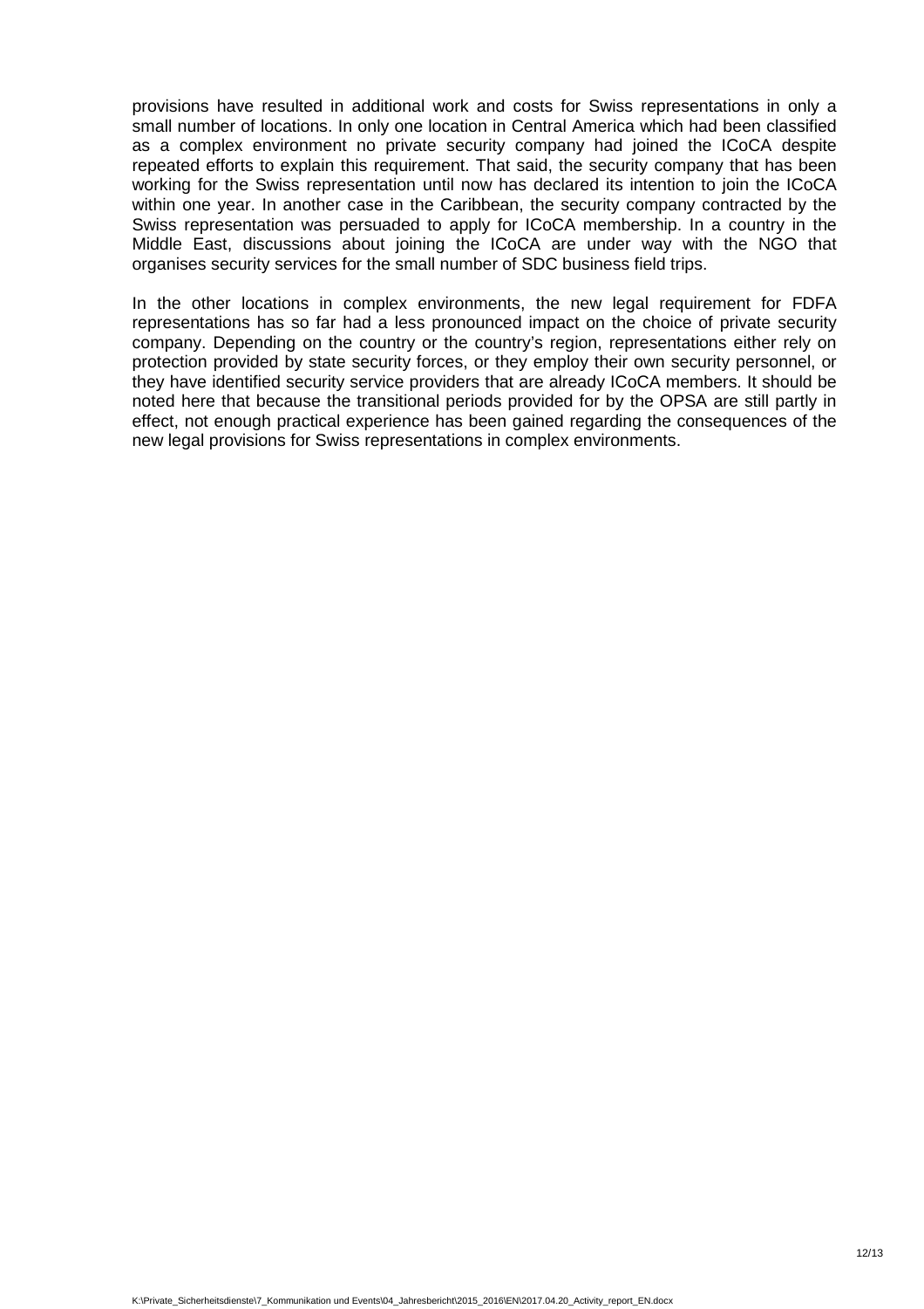provisions have resulted in additional work and costs for Swiss representations in only a small number of locations. In only one location in Central America which had been classified as a complex environment no private security company had joined the ICoCA despite repeated efforts to explain this requirement. That said, the security company that has been working for the Swiss representation until now has declared its intention to join the ICoCA within one year. In another case in the Caribbean, the security company contracted by the Swiss representation was persuaded to apply for ICoCA membership. In a country in the Middle East, discussions about joining the ICoCA are under way with the NGO that organises security services for the small number of SDC business field trips.

In the other locations in complex environments, the new legal requirement for FDFA representations has so far had a less pronounced impact on the choice of private security company. Depending on the country or the country's region, representations either rely on protection provided by state security forces, or they employ their own security personnel, or they have identified security service providers that are already ICoCA members. It should be noted here that because the transitional periods provided for by the OPSA are still partly in effect, not enough practical experience has been gained regarding the consequences of the new legal provisions for Swiss representations in complex environments.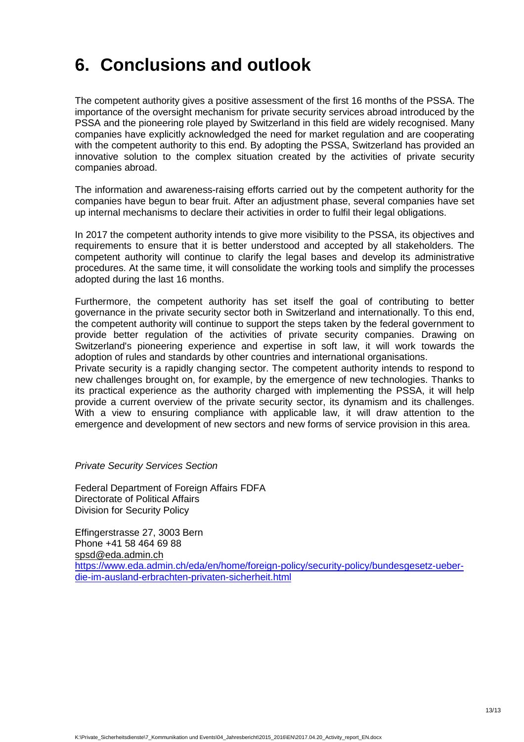# 6. Conclusions and outlook

The competent authority gives a positive assessment of the first 16 months of the PSSA. The importance of the oversight mechanism for private security services abroad introduced by the PSSA and the pioneering role played by Switzerland in this field are widely recognised. Many companies have explicitly acknowledged the need for market regulation and are cooperating with the competent authority to this end. By adopting the PSSA, Switzerland has provided an innovative solution to the complex situation created by the activities of private security companies abroad.

The information and awareness-raising efforts carried out by the competent authority for the companies have begun to bear fruit. After an adjustment phase, several companies have set up internal mechanisms to declare their activities in order to fulfil their legal obligations.

In 2017 the competent authority intends to give more visibility to the PSSA, its objectives and requirements to ensure that it is better understood and accepted by all stakeholders. The competent authority will continue to clarify the legal bases and develop its administrative procedures. At the same time, it will consolidate the working tools and simplify the processes adopted during the last 16 months.

Furthermore, the competent authority has set itself the goal of contributing to better governance in the private security sector both in Switzerland and internationally. To this end, the competent authority will continue to support the steps taken by the federal government to provide better regulation of the activities of private security companies. Drawing on Switzerland's pioneering experience and expertise in soft law, it will work towards the adoption of rules and standards by other countries and international organisations.
Private security is a rapidly changing sector. The competent authority intends to respond to new challenges brought on, for example, by the emergence of new technologies. Thanks to its practical experience as the authority charged with implementing the PSSA, it will help provide a current overview of the private security sector, its dynamism and its challenges. With a view to ensuring compliance with applicable law, it will draw attention to the emergence and development of new sectors and new forms of service provision in this area.

*Private Security Services Section*

Federal Department of Foreign Affairs FDFA
Directorate of Political Affairs
Division for Security Policy

Effingerstrasse 27, 3003 Bern
Phone +41 58 464 69 88
spsd@eda.admin.ch
https://www.eda.admin.ch/eda/en/home/foreign-policy/security-policy/bundesgesetz-ueber-die-im-ausland-erbrachten-privaten-sicherheit.html